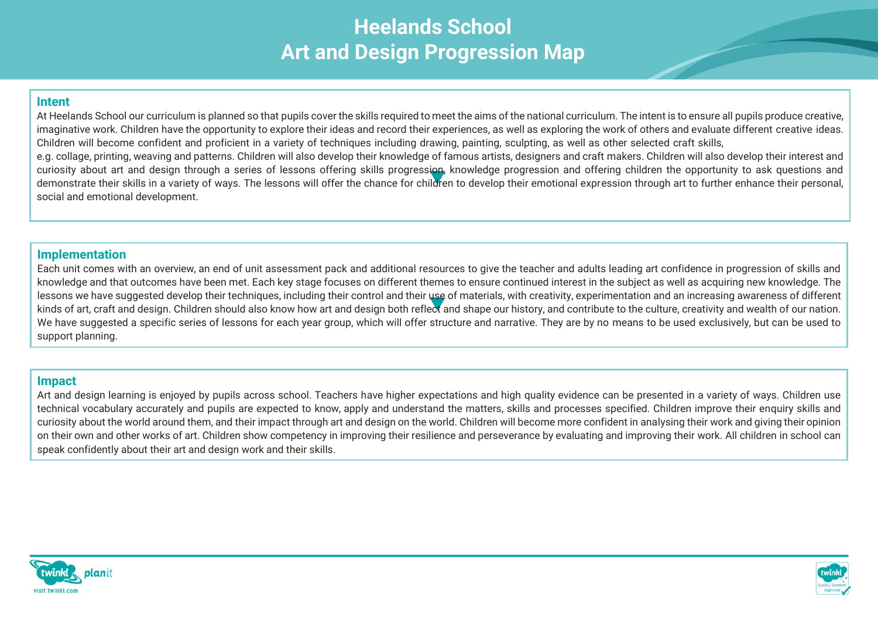# Heelands School
# Art and Design Progression Map

## Intent

At Heelands School our curriculum is planned so that pupils cover the skills required to meet the aims of the national curriculum. The intent is to ensure all pupils produce creative, imaginative work. Children have the opportunity to explore their ideas and record their experiences, as well as exploring the work of others and evaluate different creative ideas. Children will become confident and proficient in a variety of techniques including drawing, painting, sculpting, as well as other selected craft skills,
e.g. collage, printing, weaving and patterns. Children will also develop their knowledge of famous artists, designers and craft makers. Children will also develop their interest and curiosity about art and design through a series of lessons offering skills progression, knowledge progression and offering children the opportunity to ask questions and demonstrate their skills in a variety of ways. The lessons will offer the chance for children to develop their emotional expression through art to further enhance their personal, social and emotional development.

## Implementation

Each unit comes with an overview, an end of unit assessment pack and additional resources to give the teacher and adults leading art confidence in progression of skills and knowledge and that outcomes have been met. Each key stage focuses on different themes to ensure continued interest in the subject as well as acquiring new knowledge. The lessons we have suggested develop their techniques, including their control and their use of materials, with creativity, experimentation and an increasing awareness of different kinds of art, craft and design. Children should also know how art and design both reflect and shape our history, and contribute to the culture, creativity and wealth of our nation. We have suggested a specific series of lessons for each year group, which will offer structure and narrative. They are by no means to be used exclusively, but can be used to support planning.

## Impact

Art and design learning is enjoyed by pupils across school. Teachers have higher expectations and high quality evidence can be presented in a variety of ways. Children use technical vocabulary accurately and pupils are expected to know, apply and understand the matters, skills and processes specified. Children improve their enquiry skills and curiosity about the world around them, and their impact through art and design on the world. Children will become more confident in analysing their work and giving their opinion on their own and other works of art. Children show competency in improving their resilience and perseverance by evaluating and improving their work. All children in school can speak confidently about their art and design work and their skills.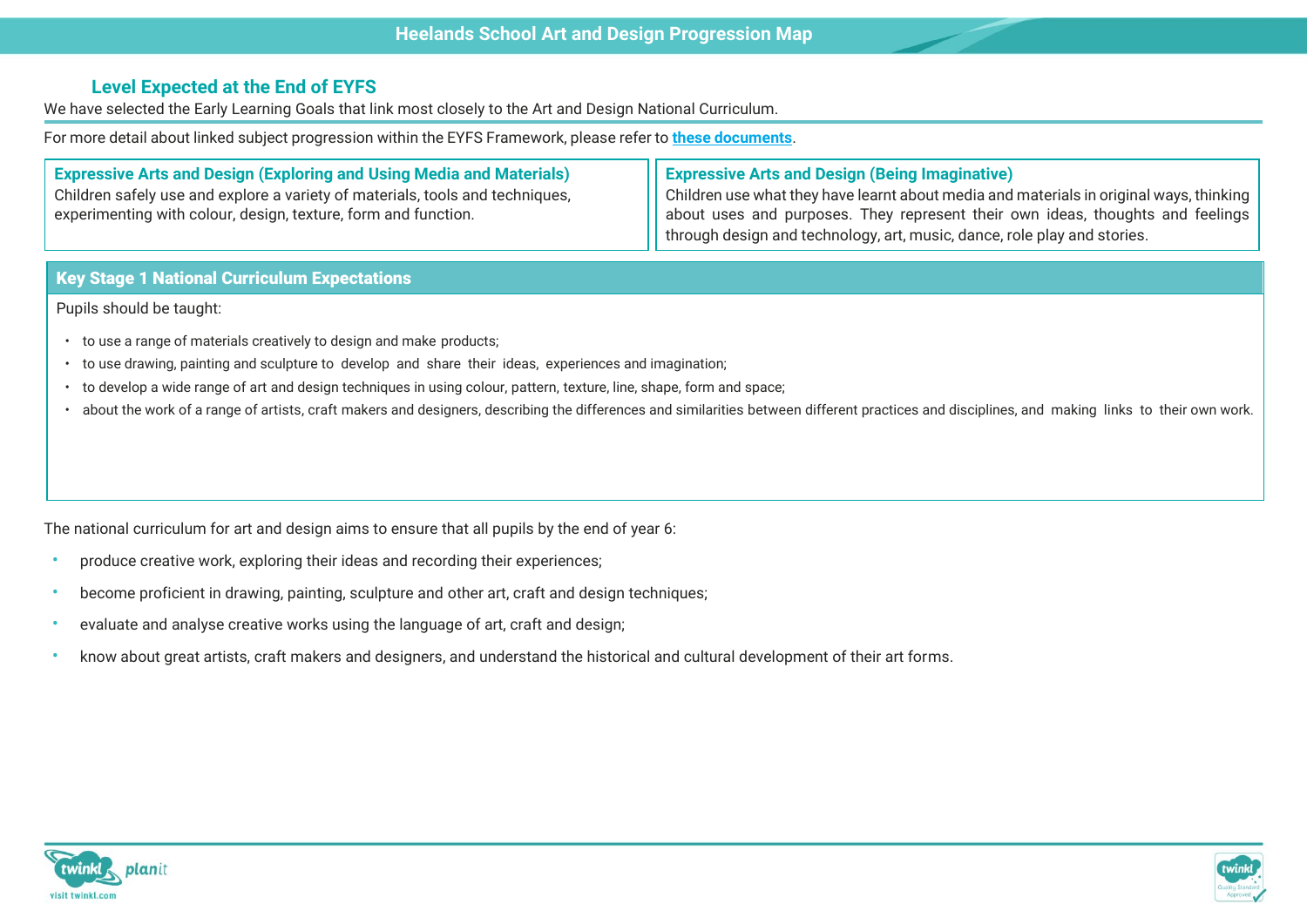## Level Expected at the End of EYFS

We have selected the Early Learning Goals that link most closely to the Art and Design National Curriculum.

For more detail about linked subject progression within the EYFS Framework, please refer to **these documents**.

| Expressive Arts and Design (Exploring and Using Media and Materials) | Expressive Arts and Design (Being Imaginative) |
|---|---|
| Children safely use and explore a variety of materials, tools and techniques, experimenting with colour, design, texture, form and function. | Children use what they have learnt about media and materials in original ways, thinking about uses and purposes. They represent their own ideas, thoughts and feelings through design and technology, art, music, dance, role play and stories. |

## Key Stage 1 National Curriculum Expectations

Pupils should be taught:

- to use a range of materials creatively to design and make products;
- to use drawing, painting and sculpture to develop and share their ideas, experiences and imagination;
- to develop a wide range of art and design techniques in using colour, pattern, texture, line, shape, form and space;
- about the work of a range of artists, craft makers and designers, describing the differences and similarities between different practices and disciplines, and making links to their own work.

The national curriculum for art and design aims to ensure that all pupils by the end of year 6:

- produce creative work, exploring their ideas and recording their experiences;
- become proficient in drawing, painting, sculpture and other art, craft and design techniques;
- evaluate and analyse creative works using the language of art, craft and design;
- know about great artists, craft makers and designers, and understand the historical and cultural development of their art forms.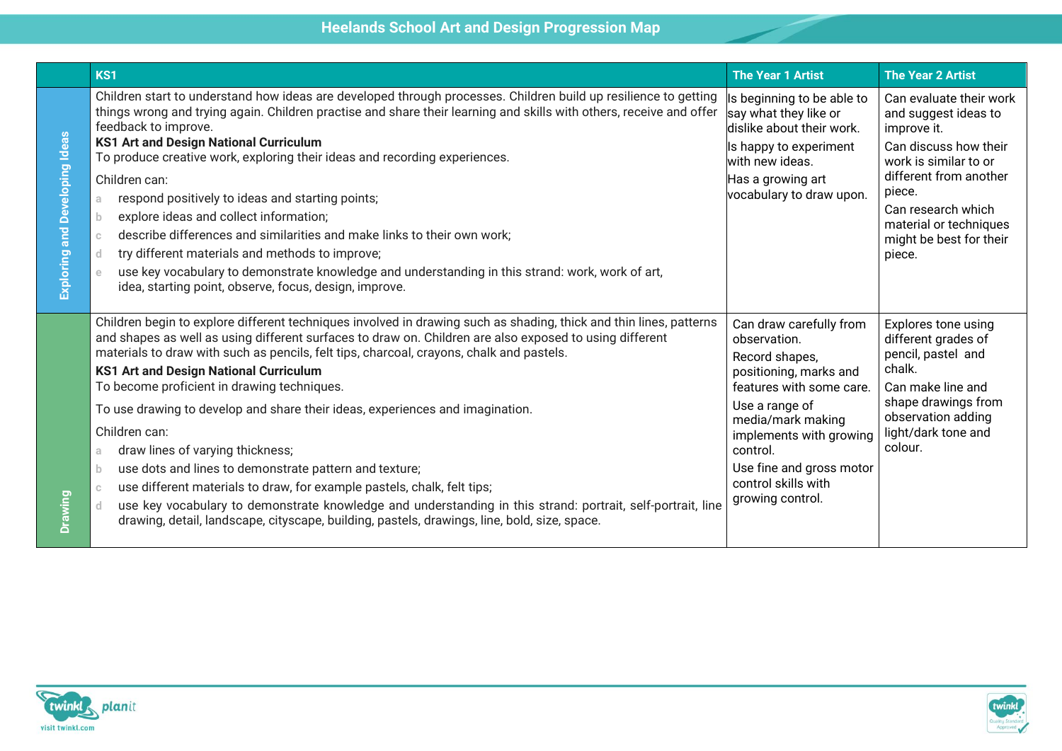# Heelands School Art and Design Progression Map

| | KS1 | The Year 1 Artist | The Year 2 Artist |
|---|---|---|---|
| **Exploring and Developing Ideas** | Children start to understand how ideas are developed through processes. Children build up resilience to getting things wrong and trying again. Children practise and share their learning and skills with others, receive and offer feedback to improve.<br>**KS1 Art and Design National Curriculum**<br>To produce creative work, exploring their ideas and recording experiences.<br>Children can:<br>a respond positively to ideas and starting points;<br>b explore ideas and collect information;<br>c describe differences and similarities and make links to their own work;<br>d try different materials and methods to improve;<br>e use key vocabulary to demonstrate knowledge and understanding in this strand: work, work of art, idea, starting point, observe, focus, design, improve. | Is beginning to be able to say what they like or dislike about their work.<br>Is happy to experiment with new ideas.<br>Has a growing art vocabulary to draw upon. | Can evaluate their work and suggest ideas to improve it.<br>Can discuss how their work is similar to or different from another piece.<br>Can research which material or techniques might be best for their piece. |
| **Drawing** | Children begin to explore different techniques involved in drawing such as shading, thick and thin lines, patterns and shapes as well as using different surfaces to draw on. Children are also exposed to using different materials to draw with such as pencils, felt tips, charcoal, crayons, chalk and pastels.<br>**KS1 Art and Design National Curriculum**<br>To become proficient in drawing techniques.<br>To use drawing to develop and share their ideas, experiences and imagination.<br>Children can:<br>a draw lines of varying thickness;<br>b use dots and lines to demonstrate pattern and texture;<br>c use different materials to draw, for example pastels, chalk, felt tips;<br>d use key vocabulary to demonstrate knowledge and understanding in this strand: portrait, self-portrait, line drawing, detail, landscape, cityscape, building, pastels, drawings, line, bold, size, space. | Can draw carefully from observation.<br>Record shapes, positioning, marks and features with some care.<br>Use a range of media/mark making implements with growing control.<br>Use fine and gross motor control skills with growing control. | Explores tone using different grades of pencil, pastel and chalk.<br>Can make line and shape drawings from observation adding light/dark tone and colour. |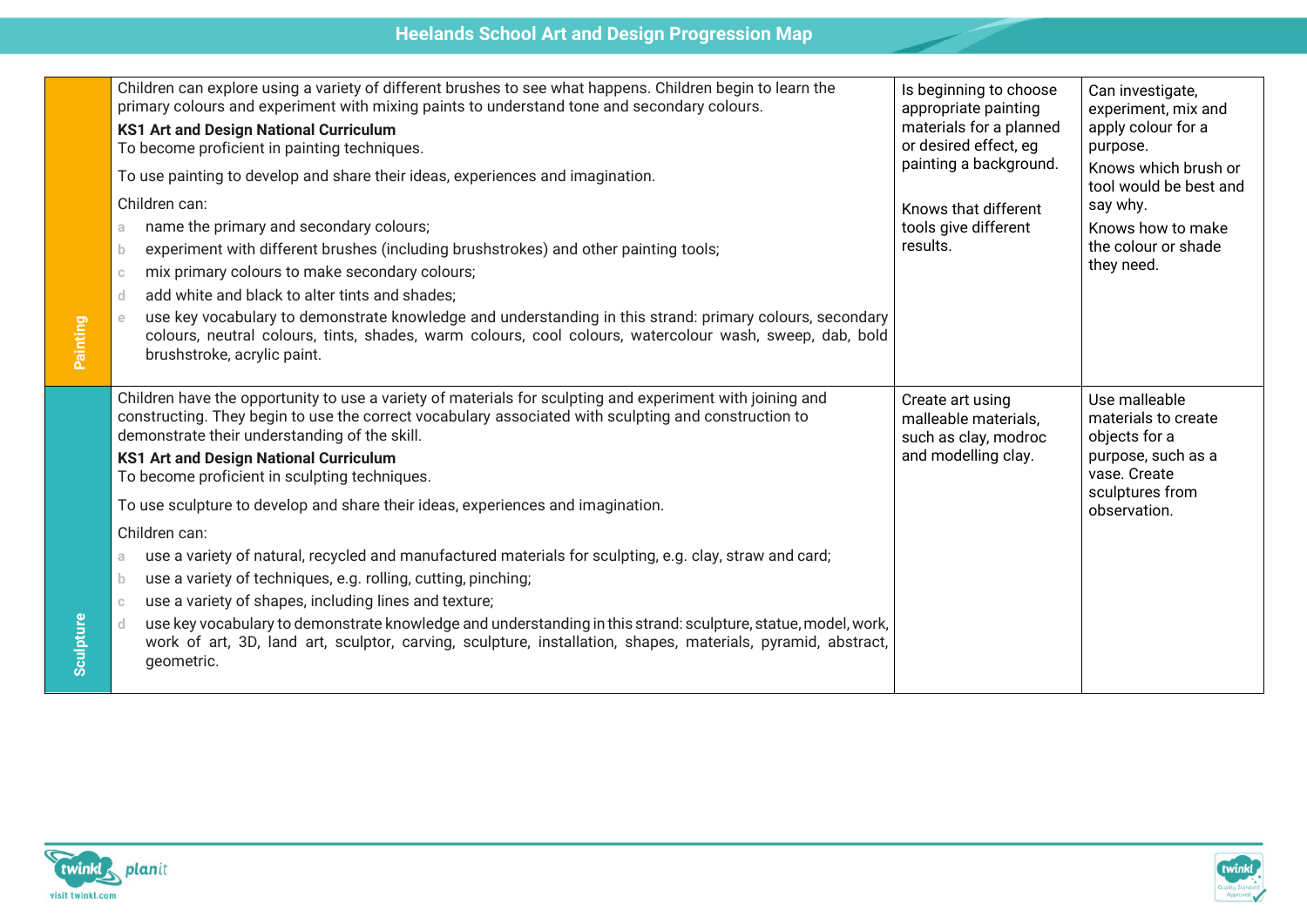| | | | |
|---|---|---|---|
| **Painting** | Children can explore using a variety of different brushes to see what happens. Children begin to learn the primary colours and experiment with mixing paints to understand tone and secondary colours.<br>**KS1 Art and Design National Curriculum**<br>To become proficient in painting techniques.<br>To use painting to develop and share their ideas, experiences and imagination.<br>Children can:<br>a. name the primary and secondary colours;<br>b. experiment with different brushes (including brushstrokes) and other painting tools;<br>c. mix primary colours to make secondary colours;<br>d. add white and black to alter tints and shades;<br>e. use key vocabulary to demonstrate knowledge and understanding in this strand: primary colours, secondary colours, neutral colours, tints, shades, warm colours, cool colours, watercolour wash, sweep, dab, bold brushstroke, acrylic paint. | Is beginning to choose appropriate painting materials for a planned or desired effect, eg painting a background.<br><br>Knows that different tools give different results. | Can investigate, experiment, mix and apply colour for a purpose.<br>Knows which brush or tool would be best and say why.<br>Knows how to make the colour or shade they need. |
| **Sculpture** | Children have the opportunity to use a variety of materials for sculpting and experiment with joining and constructing. They begin to use the correct vocabulary associated with sculpting and construction to demonstrate their understanding of the skill.<br>**KS1 Art and Design National Curriculum**<br>To become proficient in sculpting techniques.<br>To use sculpture to develop and share their ideas, experiences and imagination.<br>Children can:<br>a. use a variety of natural, recycled and manufactured materials for sculpting, e.g. clay, straw and card;<br>b. use a variety of techniques, e.g. rolling, cutting, pinching;<br>c. use a variety of shapes, including lines and texture;<br>d. use key vocabulary to demonstrate knowledge and understanding in this strand: sculpture, statue, model, work, work of art, 3D, land art, sculptor, carving, sculpture, installation, shapes, materials, pyramid, abstract, geometric. | Create art using malleable materials, such as clay, modroc and modelling clay. | Use malleable materials to create objects for a purpose, such as a vase. Create sculptures from observation. |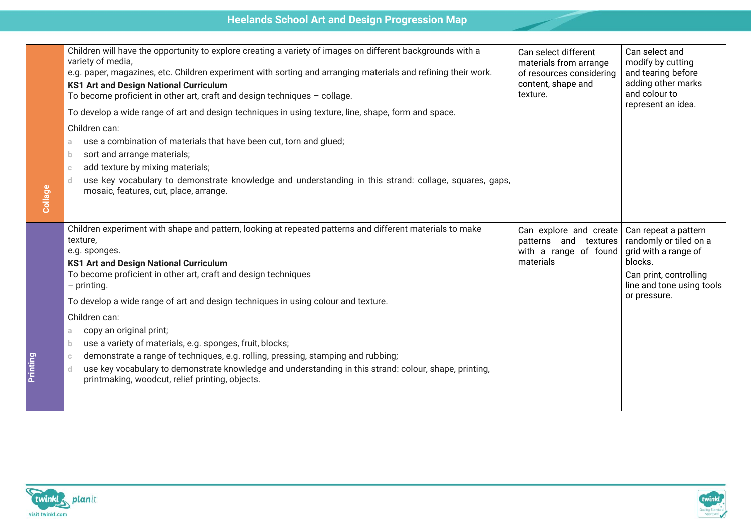## Heelands School Art and Design Progression Map

| | | | |
|---|---|---|---|
| **Collage** | Children will have the opportunity to explore creating a variety of images on different backgrounds with a variety of media,<br>e.g. paper, magazines, etc. Children experiment with sorting and arranging materials and refining their work.<br>**KS1 Art and Design National Curriculum**<br>To become proficient in other art, craft and design techniques – collage.<br>To develop a wide range of art and design techniques in using texture, line, shape, form and space.<br>Children can:<br>a use a combination of materials that have been cut, torn and glued;<br>b sort and arrange materials;<br>c add texture by mixing materials;<br>d use key vocabulary to demonstrate knowledge and understanding in this strand: collage, squares, gaps, mosaic, features, cut, place, arrange. | Can select different materials from arrange of resources considering content, shape and texture. | Can select and modify by cutting and tearing before adding other marks and colour to represent an idea. |
| **Printing** | Children experiment with shape and pattern, looking at repeated patterns and different materials to make texture,<br>e.g. sponges.<br>**KS1 Art and Design National Curriculum**<br>To become proficient in other art, craft and design techniques – printing.<br>To develop a wide range of art and design techniques in using colour and texture.<br>Children can:<br>a copy an original print;<br>b use a variety of materials, e.g. sponges, fruit, blocks;<br>c demonstrate a range of techniques, e.g. rolling, pressing, stamping and rubbing;<br>d use key vocabulary to demonstrate knowledge and understanding in this strand: colour, shape, printing, printmaking, woodcut, relief printing, objects. | Can explore and create patterns and textures with a range of found materials | Can repeat a pattern randomly or tiled on a grid with a range of blocks.<br>Can print, controlling line and tone using tools or pressure. |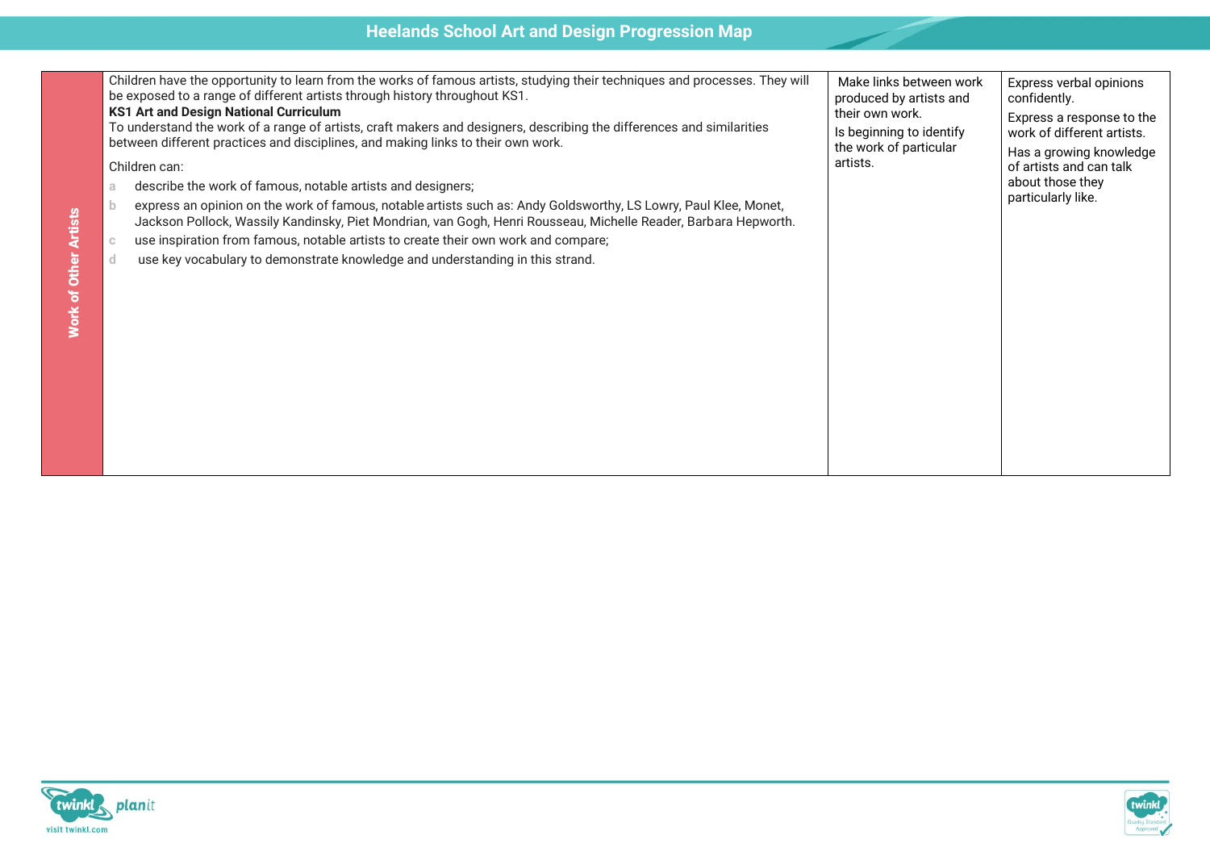| | | | |
|---|---|---|---|
| **Work of Other Artists** | Children have the opportunity to learn from the works of famous artists, studying their techniques and processes. They will be exposed to a range of different artists through history throughout KS1.<br>**KS1 Art and Design National Curriculum**<br>To understand the work of a range of artists, craft makers and designers, describing the differences and similarities between different practices and disciplines, and making links to their own work.<br>Children can:<br>a describe the work of famous, notable artists and designers;<br>b express an opinion on the work of famous, notable artists such as: Andy Goldsworthy, LS Lowry, Paul Klee, Monet, Jackson Pollock, Wassily Kandinsky, Piet Mondrian, van Gogh, Henri Rousseau, Michelle Reader, Barbara Hepworth.<br>c use inspiration from famous, notable artists to create their own work and compare;<br>d use key vocabulary to demonstrate knowledge and understanding in this strand. | Make links between work produced by artists and their own work.<br>Is beginning to identify the work of particular artists. | Express verbal opinions confidently.<br>Express a response to the work of different artists.<br>Has a growing knowledge of artists and can talk about those they particularly like. |